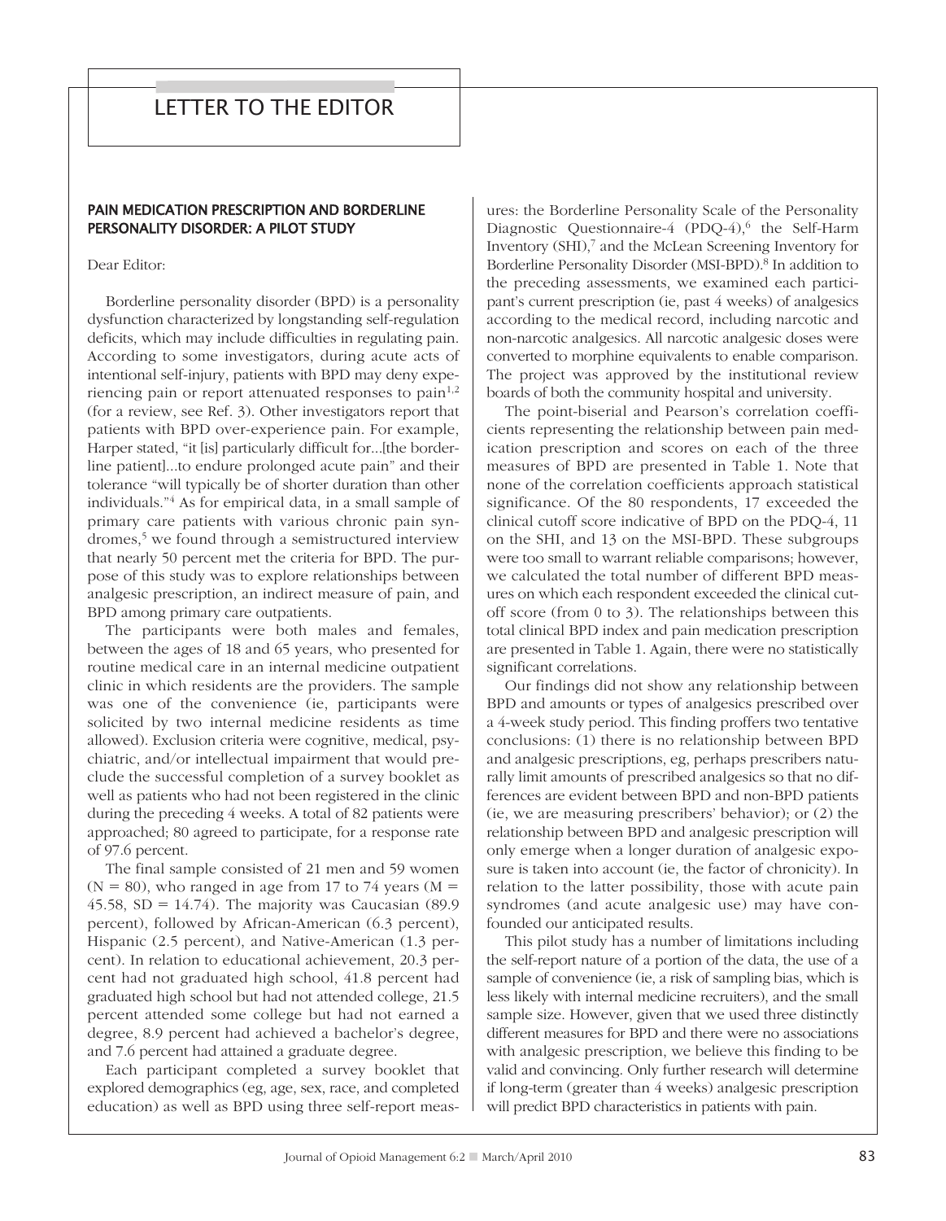# LETTER TO THE EDITOR

## PAIN MEDICATION PRESCRIPTION AND BORDERLINE PERSONALITY DISORDER: A PILOT STUDY

Dear Editor:

Borderline personality disorder (BPD) is a personality dysfunction characterized by longstanding self-regulation deficits, which may include difficulties in regulating pain. According to some investigators, during acute acts of intentional self-injury, patients with BPD may deny experiencing pain or report attenuated responses to pain[1,2] (for a review, see Ref. 3). Other investigators report that patients with BPD over-experience pain. For example, Harper stated, "it [is] particularly difficult for...[the borderline patient]...to endure prolonged acute pain" and their tolerance "will typically be of shorter duration than other individuals."[4] As for empirical data, in a small sample of primary care patients with various chronic pain syndromes,[5] we found through a semistructured interview that nearly 50 percent met the criteria for BPD. The purpose of this study was to explore relationships between analgesic prescription, an indirect measure of pain, and BPD among primary care outpatients.

The participants were both males and females, between the ages of 18 and 65 years, who presented for routine medical care in an internal medicine outpatient clinic in which residents are the providers. The sample was one of the convenience (ie, participants were solicited by two internal medicine residents as time allowed). Exclusion criteria were cognitive, medical, psychiatric, and/or intellectual impairment that would preclude the successful completion of a survey booklet as well as patients who had not been registered in the clinic during the preceding 4 weeks. A total of 82 patients were approached; 80 agreed to participate, for a response rate of 97.6 percent.

The final sample consisted of 21 men and 59 women ($N = 80$), who ranged in age from 17 to 74 years ($M = 45.58$, $SD = 14.74$). The majority was Caucasian (89.9 percent), followed by African-American (6.3 percent), Hispanic (2.5 percent), and Native-American (1.3 percent). In relation to educational achievement, 20.3 percent had not graduated high school, 41.8 percent had graduated high school but had not attended college, 21.5 percent attended some college but had not earned a degree, 8.9 percent had achieved a bachelor's degree, and 7.6 percent had attained a graduate degree.

Each participant completed a survey booklet that explored demographics (eg, age, sex, race, and completed education) as well as BPD using three self-report measures: the Borderline Personality Scale of the Personality Diagnostic Questionnaire-4 (PDQ-4),[6] the Self-Harm Inventory (SHI),[7] and the McLean Screening Inventory for Borderline Personality Disorder (MSI-BPD).[8] In addition to the preceding assessments, we examined each participant's current prescription (ie, past 4 weeks) of analgesics according to the medical record, including narcotic and non-narcotic analgesics. All narcotic analgesic doses were converted to morphine equivalents to enable comparison. The project was approved by the institutional review boards of both the community hospital and university.

The point-biserial and Pearson's correlation coefficients representing the relationship between pain medication prescription and scores on each of the three measures of BPD are presented in Table 1. Note that none of the correlation coefficients approach statistical significance. Of the 80 respondents, 17 exceeded the clinical cutoff score indicative of BPD on the PDQ-4, 11 on the SHI, and 13 on the MSI-BPD. These subgroups were too small to warrant reliable comparisons; however, we calculated the total number of different BPD measures on which each respondent exceeded the clinical cutoff score (from 0 to 3). The relationships between this total clinical BPD index and pain medication prescription are presented in Table 1. Again, there were no statistically significant correlations.

Our findings did not show any relationship between BPD and amounts or types of analgesics prescribed over a 4-week study period. This finding proffers two tentative conclusions: (1) there is no relationship between BPD and analgesic prescriptions, eg, perhaps prescribers naturally limit amounts of prescribed analgesics so that no differences are evident between BPD and non-BPD patients (ie, we are measuring prescribers' behavior); or (2) the relationship between BPD and analgesic prescription will only emerge when a longer duration of analgesic exposure is taken into account (ie, the factor of chronicity). In relation to the latter possibility, those with acute pain syndromes (and acute analgesic use) may have confounded our anticipated results.

This pilot study has a number of limitations including the self-report nature of a portion of the data, the use of a sample of convenience (ie, a risk of sampling bias, which is less likely with internal medicine recruiters), and the small sample size. However, given that we used three distinctly different measures for BPD and there were no associations with analgesic prescription, we believe this finding to be valid and convincing. Only further research will determine if long-term (greater than 4 weeks) analgesic prescription will predict BPD characteristics in patients with pain.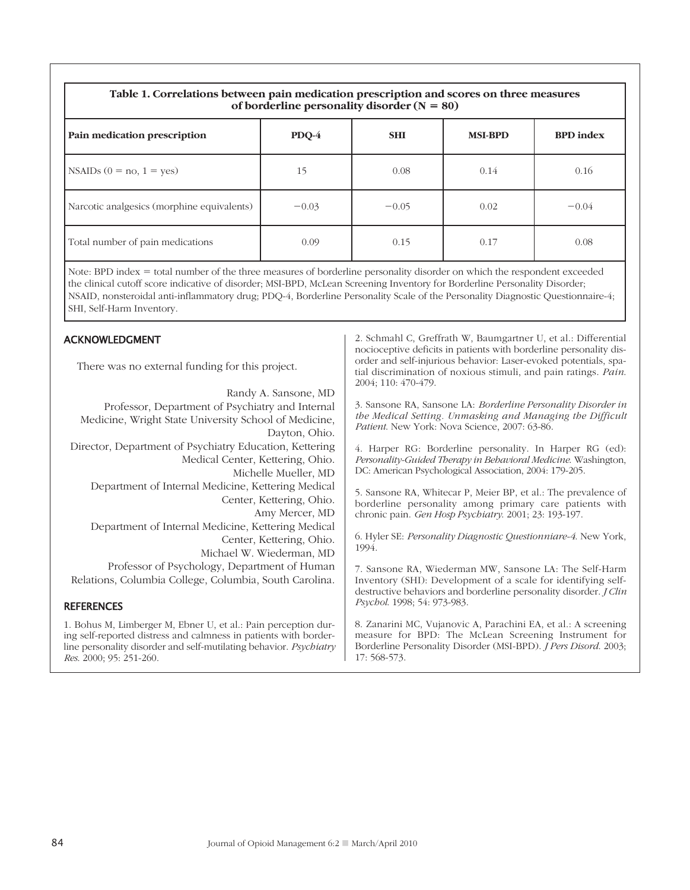**Table 1. Correlations between pain medication prescription and scores on three measures of borderline personality disorder (N = 80)**

| Pain medication prescription | PDQ-4 | SHI | MSI-BPD | BPD index |
|---|---|---|---|---|
| NSAIDs (0 = no, 1 = yes) | 15 | 0.08 | 0.14 | 0.16 |
| Narcotic analgesics (morphine equivalents) | −0.03 | −0.05 | 0.02 | −0.04 |
| Total number of pain medications | 0.09 | 0.15 | 0.17 | 0.08 |

Note: BPD index = total number of the three measures of borderline personality disorder on which the respondent exceeded the clinical cutoff score indicative of disorder; MSI-BPD, McLean Screening Inventory for Borderline Personality Disorder; NSAID, nonsteroidal anti-inflammatory drug; PDQ-4, Borderline Personality Scale of the Personality Diagnostic Questionnaire-4; SHI, Self-Harm Inventory.

## ACKNOWLEDGMENT

There was no external funding for this project.

Randy A. Sansone, MD
Professor, Department of Psychiatry and Internal Medicine, Wright State University School of Medicine, Dayton, Ohio.
Director, Department of Psychiatry Education, Kettering Medical Center, Kettering, Ohio.

Michelle Mueller, MD
Department of Internal Medicine, Kettering Medical Center, Kettering, Ohio.

Amy Mercer, MD
Department of Internal Medicine, Kettering Medical Center, Kettering, Ohio.

Michael W. Wiederman, MD
Professor of Psychology, Department of Human Relations, Columbia College, Columbia, South Carolina.

## REFERENCES

1. Bohus M, Limberger M, Ebner U, et al.: Pain perception during self-reported distress and calmness in patients with borderline personality disorder and self-mutilating behavior. *Psychiatry Res.* 2000; 95: 251-260.

2. Schmahl C, Greffrath W, Baumgartner U, et al.: Differential nocioceptive deficits in patients with borderline personality disorder and self-injurious behavior: Laser-evoked potentials, spatial discrimination of noxious stimuli, and pain ratings. *Pain.* 2004; 110: 470-479.

3. Sansone RA, Sansone LA: *Borderline Personality Disorder in the Medical Setting. Unmasking and Managing the Difficult Patient.* New York: Nova Science, 2007: 63-86.

4. Harper RG: Borderline personality. In Harper RG (ed): *Personality-Guided Therapy in Behavioral Medicine.* Washington, DC: American Psychological Association, 2004: 179-205.

5. Sansone RA, Whitecar P, Meier BP, et al.: The prevalence of borderline personality among primary care patients with chronic pain. *Gen Hosp Psychiatry.* 2001; 23: 193-197.

6. Hyler SE: *Personality Diagnostic Questionniare-4.* New York, 1994.

7. Sansone RA, Wiederman MW, Sansone LA: The Self-Harm Inventory (SHI): Development of a scale for identifying self-destructive behaviors and borderline personality disorder. *J Clin Psychol.* 1998; 54: 973-983.

8. Zanarini MC, Vujanovic A, Parachini EA, et al.: A screening measure for BPD: The McLean Screening Instrument for Borderline Personality Disorder (MSI-BPD). *J Pers Disord.* 2003; 17: 568-573.